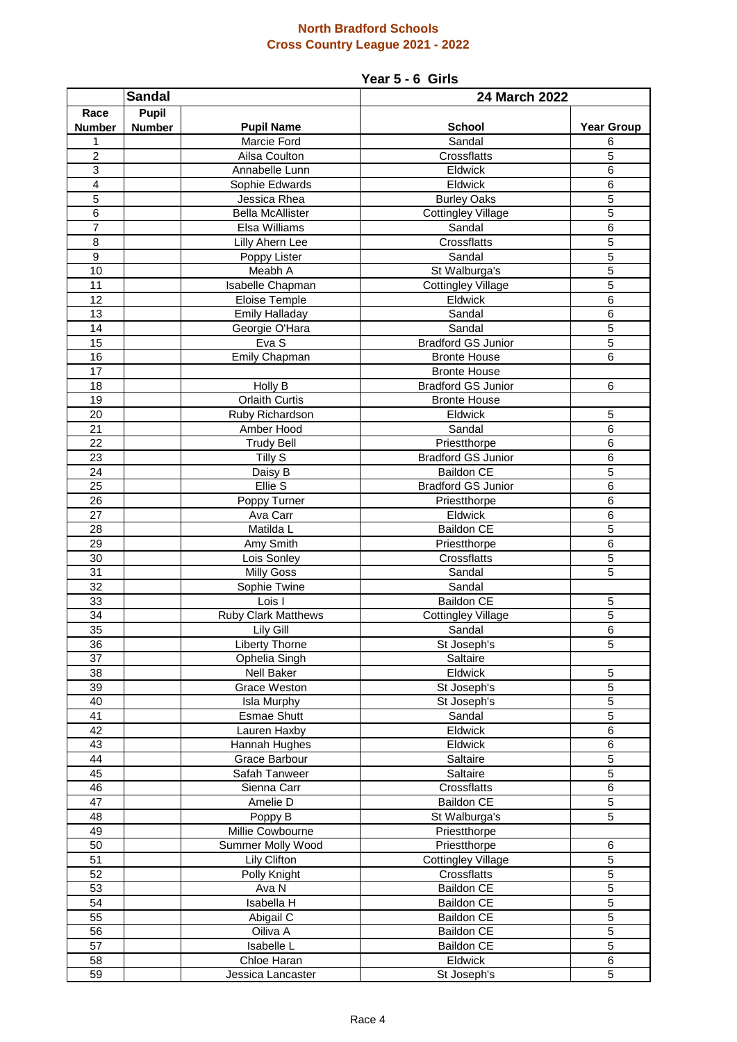## North Bradford Schools
## Cross Country League 2021 - 2022

### Year 5 - 6 Girls

| | Sandal | | 24 March 2022 | |
|---|---|---|---|---|
| **Race Number** | **Pupil Number** | **Pupil Name** | **School** | **Year Group** |
| 1 | | Marcie Ford | Sandal | 6 |
| 2 | | Ailsa Coulton | Crossflatts | 5 |
| 3 | | Annabelle Lunn | Eldwick | 6 |
| 4 | | Sophie Edwards | Eldwick | 6 |
| 5 | | Jessica Rhea | Burley Oaks | 5 |
| 6 | | Bella McAllister | Cottingley Village | 5 |
| 7 | | Elsa Williams | Sandal | 6 |
| 8 | | Lilly Ahern Lee | Crossflatts | 5 |
| 9 | | Poppy Lister | Sandal | 5 |
| 10 | | Meabh A | St Walburga's | 5 |
| 11 | | Isabelle Chapman | Cottingley Village | 5 |
| 12 | | Eloise Temple | Eldwick | 6 |
| 13 | | Emily Halladay | Sandal | 6 |
| 14 | | Georgie O'Hara | Sandal | 5 |
| 15 | | Eva S | Bradford GS Junior | 5 |
| 16 | | Emily Chapman | Bronte House | 6 |
| 17 | | | Bronte House | |
| 18 | | Holly B | Bradford GS Junior | 6 |
| 19 | | Orlaith Curtis | Bronte House | |
| 20 | | Ruby Richardson | Eldwick | 5 |
| 21 | | Amber Hood | Sandal | 6 |
| 22 | | Trudy Bell | Priestthorpe | 6 |
| 23 | | Tilly S | Bradford GS Junior | 6 |
| 24 | | Daisy B | Baildon CE | 5 |
| 25 | | Ellie S | Bradford GS Junior | 6 |
| 26 | | Poppy Turner | Priestthorpe | 6 |
| 27 | | Ava Carr | Eldwick | 6 |
| 28 | | Matilda L | Baildon CE | 5 |
| 29 | | Amy Smith | Priestthorpe | 6 |
| 30 | | Lois Sonley | Crossflatts | 5 |
| 31 | | Milly Goss | Sandal | 5 |
| 32 | | Sophie Twine | Sandal | |
| 33 | | Lois I | Baildon CE | 5 |
| 34 | | Ruby Clark Matthews | Cottingley Village | 5 |
| 35 | | Lily Gill | Sandal | 6 |
| 36 | | Liberty Thorne | St Joseph's | 5 |
| 37 | | Ophelia Singh | Saltaire | |
| 38 | | Nell Baker | Eldwick | 5 |
| 39 | | Grace Weston | St Joseph's | 5 |
| 40 | | Isla Murphy | St Joseph's | 5 |
| 41 | | Esmae Shutt | Sandal | 5 |
| 42 | | Lauren Haxby | Eldwick | 6 |
| 43 | | Hannah Hughes | Eldwick | 6 |
| 44 | | Grace Barbour | Saltaire | 5 |
| 45 | | Safah Tanweer | Saltaire | 5 |
| 46 | | Sienna Carr | Crossflatts | 6 |
| 47 | | Amelie D | Baildon CE | 5 |
| 48 | | Poppy B | St Walburga's | 5 |
| 49 | | Millie Cowbourne | Priestthorpe | |
| 50 | | Summer Molly Wood | Priestthorpe | 6 |
| 51 | | Lily Clifton | Cottingley Village | 5 |
| 52 | | Polly Knight | Crossflatts | 5 |
| 53 | | Ava N | Baildon CE | 5 |
| 54 | | Isabella H | Baildon CE | 5 |
| 55 | | Abigail C | Baildon CE | 5 |
| 56 | | Oiliva A | Baildon CE | 5 |
| 57 | | Isabelle L | Baildon CE | 5 |
| 58 | | Chloe Haran | Eldwick | 6 |
| 59 | | Jessica Lancaster | St Joseph's | 5 |

Race 4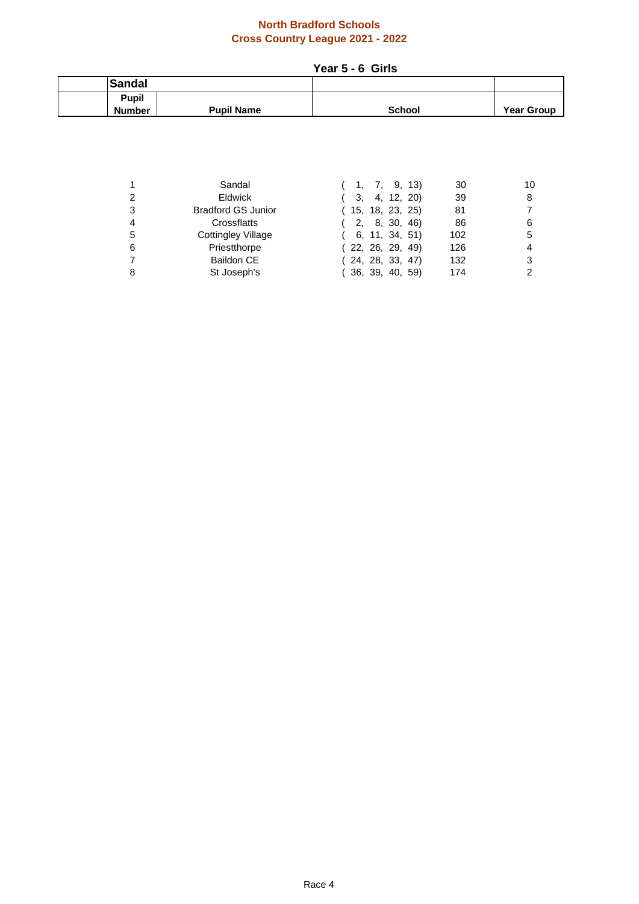## North Bradford Schools
## Cross Country League 2021 - 2022

### Year 5 - 6 Girls

| Sandal | | | |
|---|---|---|---|
| Pupil Number | Pupil Name | School | Year Group |

| | | | | |
|---|---|---|---|---|
| 1 | Sandal | ( 1, 7, 9, 13) | 30 | 10 |
| 2 | Eldwick | ( 3, 4, 12, 20) | 39 | 8 |
| 3 | Bradford GS Junior | ( 15, 18, 23, 25) | 81 | 7 |
| 4 | Crossflatts | ( 2, 8, 30, 46) | 86 | 6 |
| 5 | Cottingley Village | ( 6, 11, 34, 51) | 102 | 5 |
| 6 | Priestthorpe | ( 22, 26, 29, 49) | 126 | 4 |
| 7 | Baildon CE | ( 24, 28, 33, 47) | 132 | 3 |
| 8 | St Joseph's | ( 36, 39, 40, 59) | 174 | 2 |

Race 4